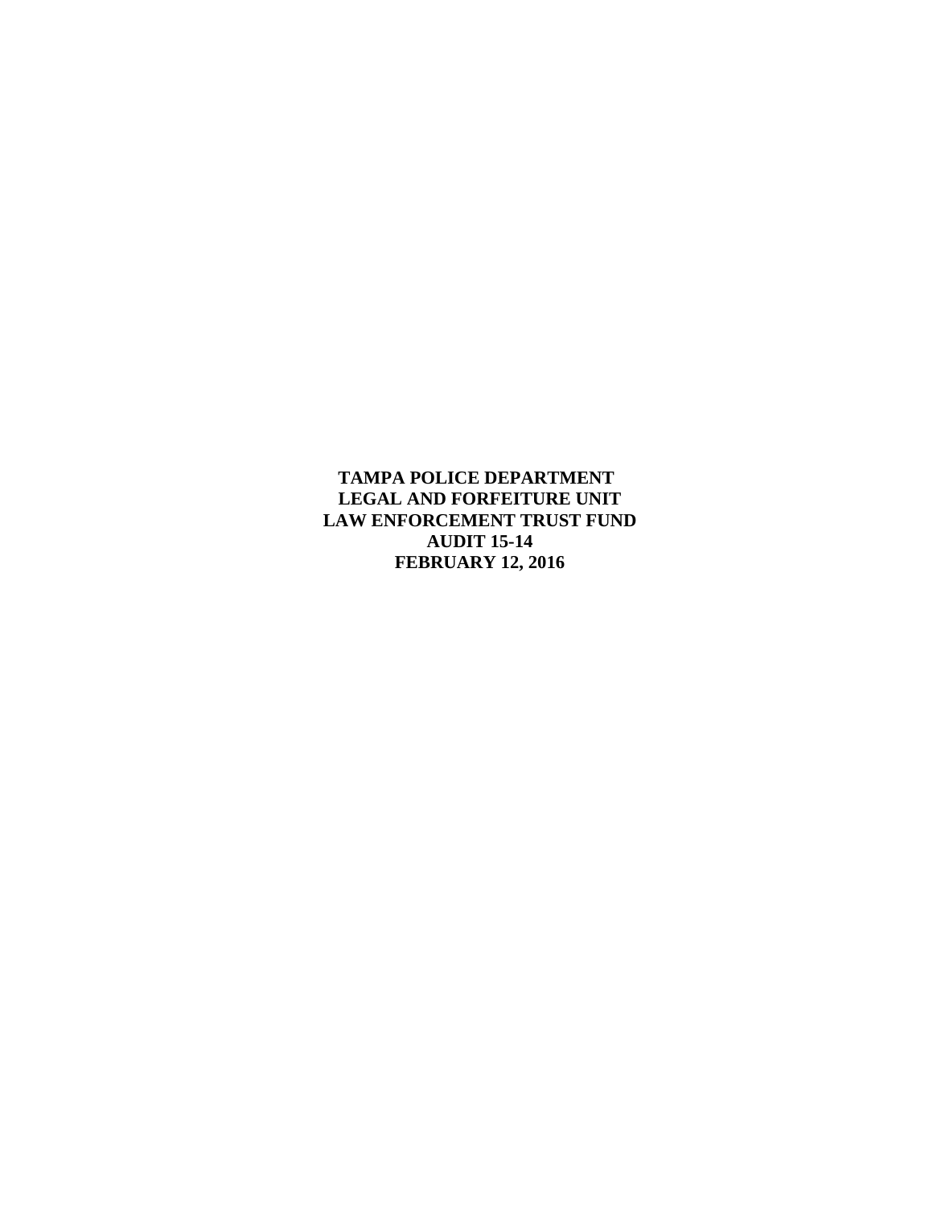**TAMPA POLICE DEPARTMENT**
**LEGAL AND FORFEITURE UNIT**
**LAW ENFORCEMENT TRUST FUND**
**AUDIT 15-14**
**FEBRUARY 12, 2016**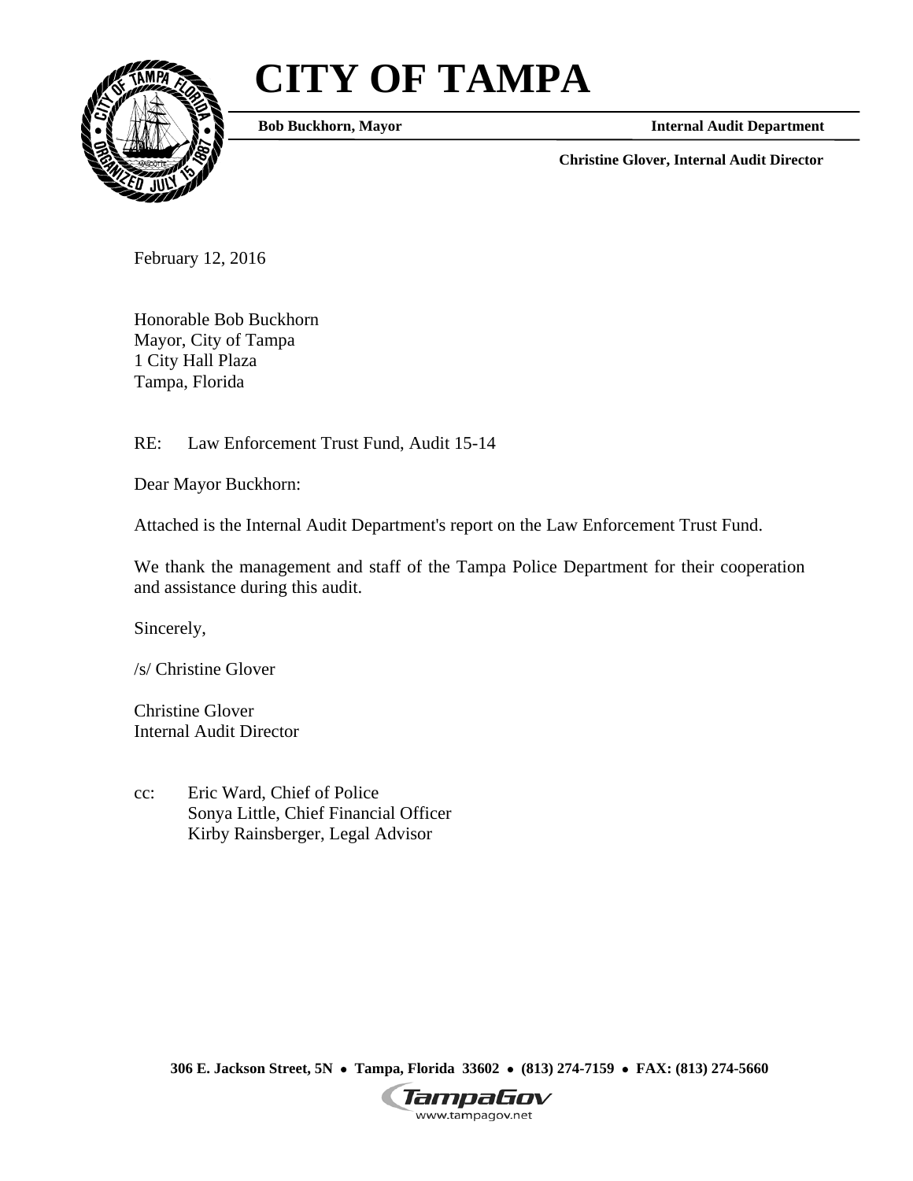# CITY OF TAMPA

**Bob Buckhorn, Mayor** **Internal Audit Department**

**Christine Glover, Internal Audit Director**

February 12, 2016

Honorable Bob Buckhorn
Mayor, City of Tampa
1 City Hall Plaza
Tampa, Florida

RE: Law Enforcement Trust Fund, Audit 15-14

Dear Mayor Buckhorn:

Attached is the Internal Audit Department's report on the Law Enforcement Trust Fund.

We thank the management and staff of the Tampa Police Department for their cooperation and assistance during this audit.

Sincerely,

/s/ Christine Glover

Christine Glover
Internal Audit Director

cc: Eric Ward, Chief of Police
Sonya Little, Chief Financial Officer
Kirby Rainsberger, Legal Advisor

**306 E. Jackson Street, 5N • Tampa, Florida 33602 • (813) 274-7159 • FAX: (813) 274-5660**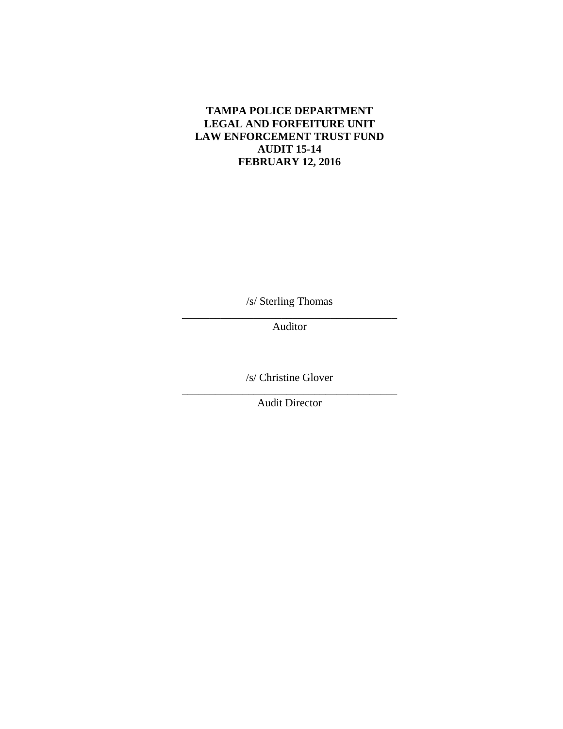**TAMPA POLICE DEPARTMENT**
**LEGAL AND FORFEITURE UNIT**
**LAW ENFORCEMENT TRUST FUND**
**AUDIT 15-14**
**FEBRUARY 12, 2016**

/s/ Sterling Thomas
\_\_\_\_\_\_\_\_\_\_\_\_\_\_\_\_\_\_\_\_\_\_\_\_\_\_\_\_\_\_\_\_\_\_\_\_\_\_\_\_
Auditor

/s/ Christine Glover
\_\_\_\_\_\_\_\_\_\_\_\_\_\_\_\_\_\_\_\_\_\_\_\_\_\_\_\_\_\_\_\_\_\_\_\_\_\_\_\_
Audit Director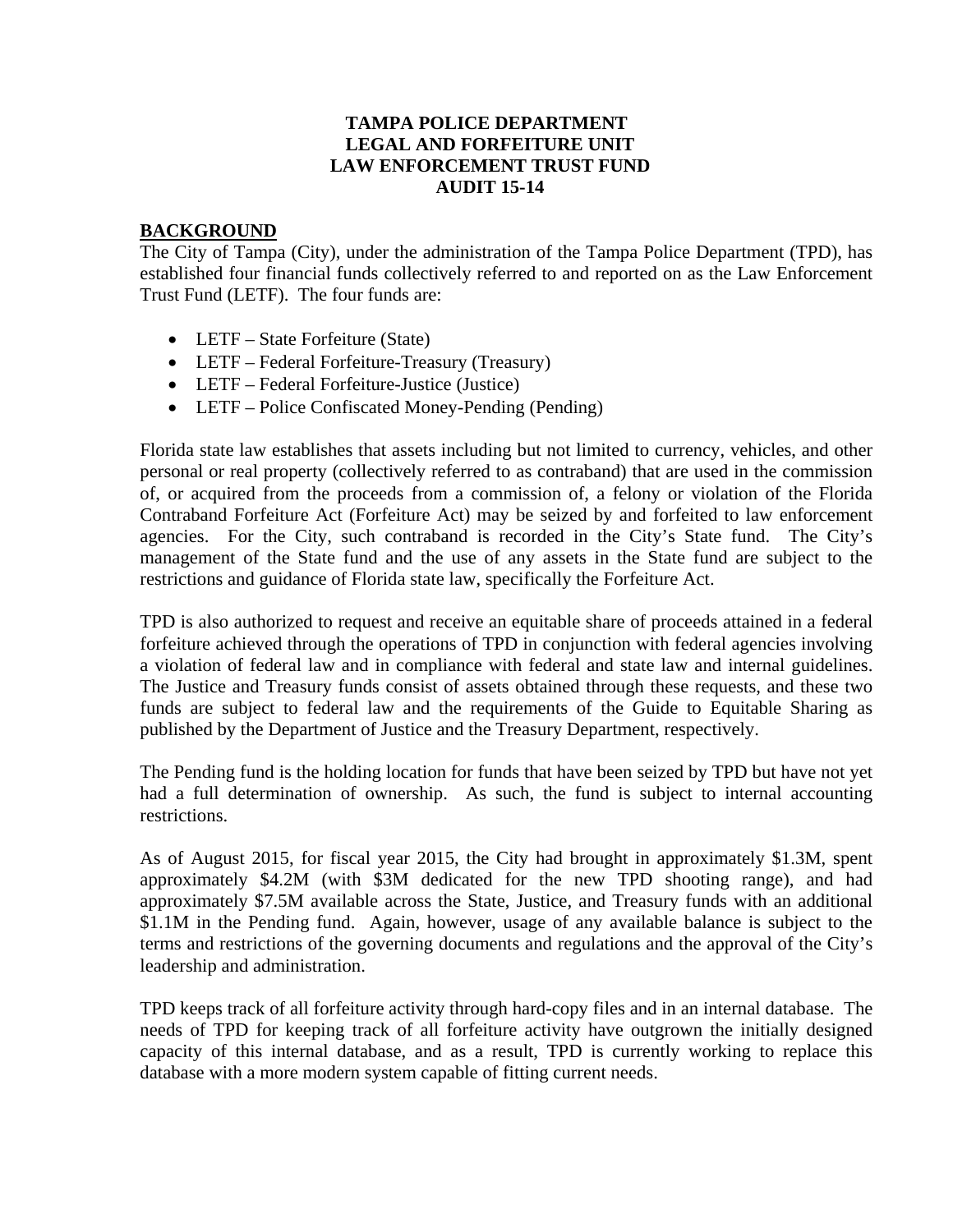**TAMPA POLICE DEPARTMENT**
**LEGAL AND FORFEITURE UNIT**
**LAW ENFORCEMENT TRUST FUND**
**AUDIT 15-14**

## BACKGROUND

The City of Tampa (City), under the administration of the Tampa Police Department (TPD), has established four financial funds collectively referred to and reported on as the Law Enforcement Trust Fund (LETF). The four funds are:

- LETF – State Forfeiture (State)
- LETF – Federal Forfeiture-Treasury (Treasury)
- LETF – Federal Forfeiture-Justice (Justice)
- LETF – Police Confiscated Money-Pending (Pending)

Florida state law establishes that assets including but not limited to currency, vehicles, and other personal or real property (collectively referred to as contraband) that are used in the commission of, or acquired from the proceeds from a commission of, a felony or violation of the Florida Contraband Forfeiture Act (Forfeiture Act) may be seized by and forfeited to law enforcement agencies. For the City, such contraband is recorded in the City's State fund. The City's management of the State fund and the use of any assets in the State fund are subject to the restrictions and guidance of Florida state law, specifically the Forfeiture Act.

TPD is also authorized to request and receive an equitable share of proceeds attained in a federal forfeiture achieved through the operations of TPD in conjunction with federal agencies involving a violation of federal law and in compliance with federal and state law and internal guidelines. The Justice and Treasury funds consist of assets obtained through these requests, and these two funds are subject to federal law and the requirements of the Guide to Equitable Sharing as published by the Department of Justice and the Treasury Department, respectively.

The Pending fund is the holding location for funds that have been seized by TPD but have not yet had a full determination of ownership. As such, the fund is subject to internal accounting restrictions.

As of August 2015, for fiscal year 2015, the City had brought in approximately $1.3M, spent approximately $4.2M (with $3M dedicated for the new TPD shooting range), and had approximately $7.5M available across the State, Justice, and Treasury funds with an additional $1.1M in the Pending fund. Again, however, usage of any available balance is subject to the terms and restrictions of the governing documents and regulations and the approval of the City's leadership and administration.

TPD keeps track of all forfeiture activity through hard-copy files and in an internal database. The needs of TPD for keeping track of all forfeiture activity have outgrown the initially designed capacity of this internal database, and as a result, TPD is currently working to replace this database with a more modern system capable of fitting current needs.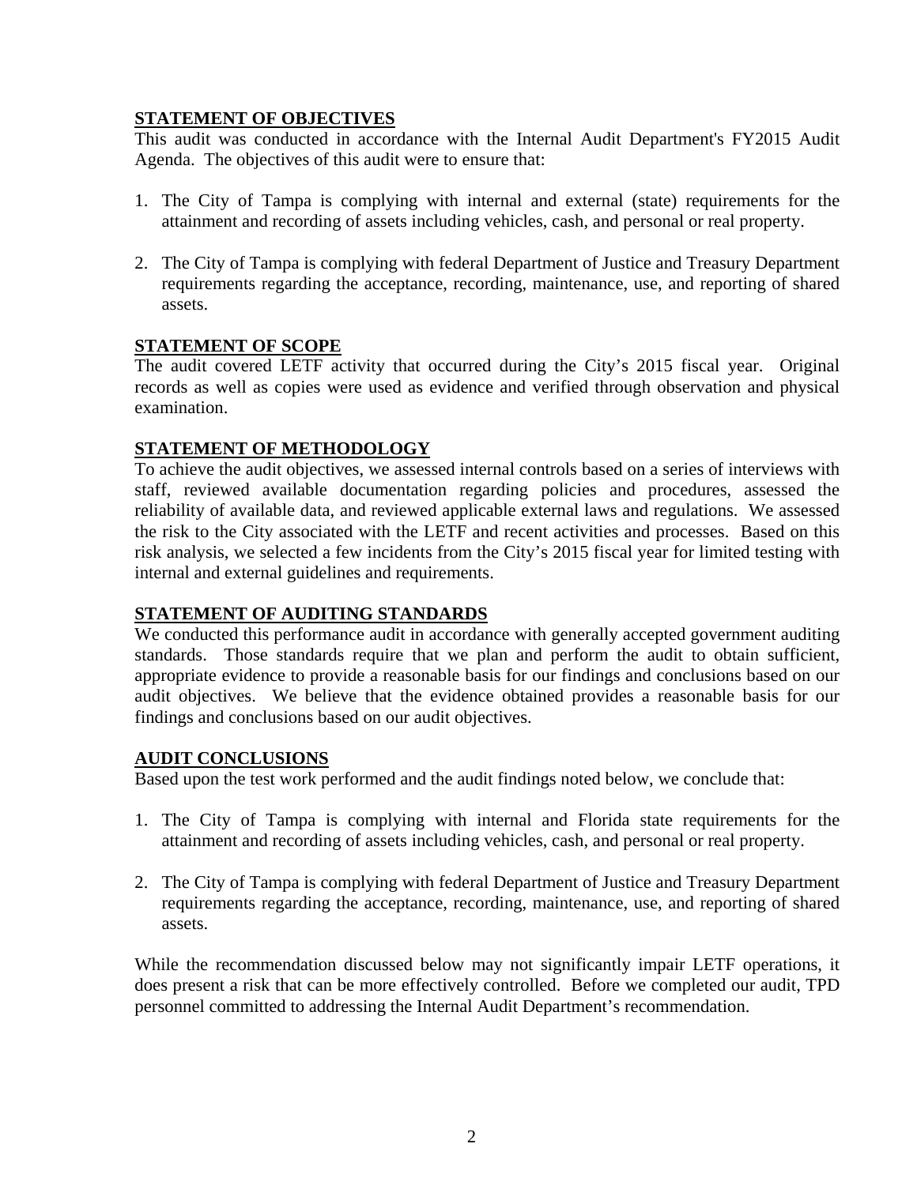## STATEMENT OF OBJECTIVES

This audit was conducted in accordance with the Internal Audit Department's FY2015 Audit Agenda. The objectives of this audit were to ensure that:

1. The City of Tampa is complying with internal and external (state) requirements for the attainment and recording of assets including vehicles, cash, and personal or real property.

2. The City of Tampa is complying with federal Department of Justice and Treasury Department requirements regarding the acceptance, recording, maintenance, use, and reporting of shared assets.

## STATEMENT OF SCOPE

The audit covered LETF activity that occurred during the City's 2015 fiscal year. Original records as well as copies were used as evidence and verified through observation and physical examination.

## STATEMENT OF METHODOLOGY

To achieve the audit objectives, we assessed internal controls based on a series of interviews with staff, reviewed available documentation regarding policies and procedures, assessed the reliability of available data, and reviewed applicable external laws and regulations. We assessed the risk to the City associated with the LETF and recent activities and processes. Based on this risk analysis, we selected a few incidents from the City's 2015 fiscal year for limited testing with internal and external guidelines and requirements.

## STATEMENT OF AUDITING STANDARDS

We conducted this performance audit in accordance with generally accepted government auditing standards. Those standards require that we plan and perform the audit to obtain sufficient, appropriate evidence to provide a reasonable basis for our findings and conclusions based on our audit objectives. We believe that the evidence obtained provides a reasonable basis for our findings and conclusions based on our audit objectives.

## AUDIT CONCLUSIONS

Based upon the test work performed and the audit findings noted below, we conclude that:

1. The City of Tampa is complying with internal and Florida state requirements for the attainment and recording of assets including vehicles, cash, and personal or real property.

2. The City of Tampa is complying with federal Department of Justice and Treasury Department requirements regarding the acceptance, recording, maintenance, use, and reporting of shared assets.

While the recommendation discussed below may not significantly impair LETF operations, it does present a risk that can be more effectively controlled. Before we completed our audit, TPD personnel committed to addressing the Internal Audit Department's recommendation.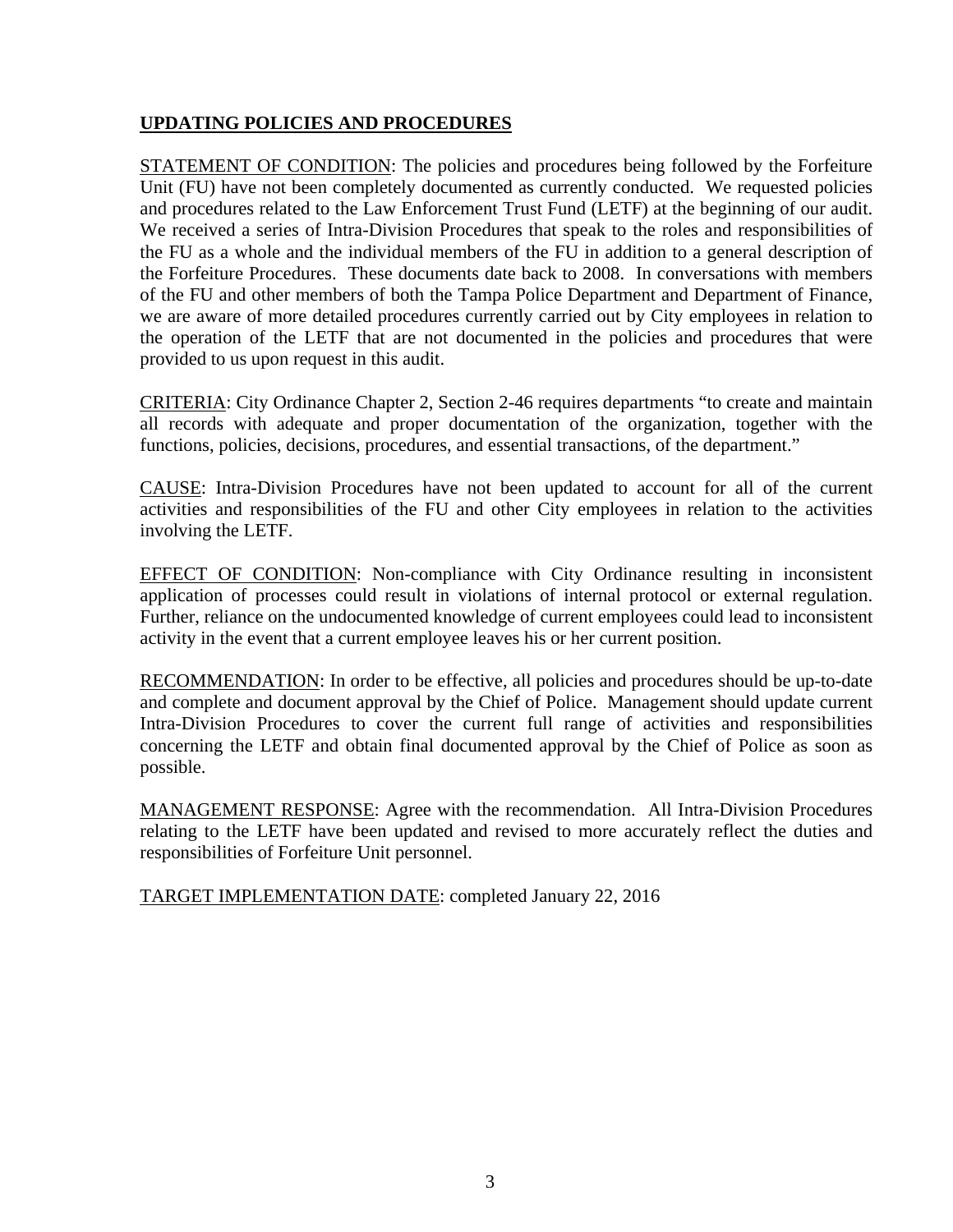## UPDATING POLICIES AND PROCEDURES

STATEMENT OF CONDITION: The policies and procedures being followed by the Forfeiture Unit (FU) have not been completely documented as currently conducted. We requested policies and procedures related to the Law Enforcement Trust Fund (LETF) at the beginning of our audit. We received a series of Intra-Division Procedures that speak to the roles and responsibilities of the FU as a whole and the individual members of the FU in addition to a general description of the Forfeiture Procedures. These documents date back to 2008. In conversations with members of the FU and other members of both the Tampa Police Department and Department of Finance, we are aware of more detailed procedures currently carried out by City employees in relation to the operation of the LETF that are not documented in the policies and procedures that were provided to us upon request in this audit.

CRITERIA: City Ordinance Chapter 2, Section 2-46 requires departments "to create and maintain all records with adequate and proper documentation of the organization, together with the functions, policies, decisions, procedures, and essential transactions, of the department."

CAUSE: Intra-Division Procedures have not been updated to account for all of the current activities and responsibilities of the FU and other City employees in relation to the activities involving the LETF.

EFFECT OF CONDITION: Non-compliance with City Ordinance resulting in inconsistent application of processes could result in violations of internal protocol or external regulation. Further, reliance on the undocumented knowledge of current employees could lead to inconsistent activity in the event that a current employee leaves his or her current position.

RECOMMENDATION: In order to be effective, all policies and procedures should be up-to-date and complete and document approval by the Chief of Police. Management should update current Intra-Division Procedures to cover the current full range of activities and responsibilities concerning the LETF and obtain final documented approval by the Chief of Police as soon as possible.

MANAGEMENT RESPONSE: Agree with the recommendation. All Intra-Division Procedures relating to the LETF have been updated and revised to more accurately reflect the duties and responsibilities of Forfeiture Unit personnel.

TARGET IMPLEMENTATION DATE: completed January 22, 2016